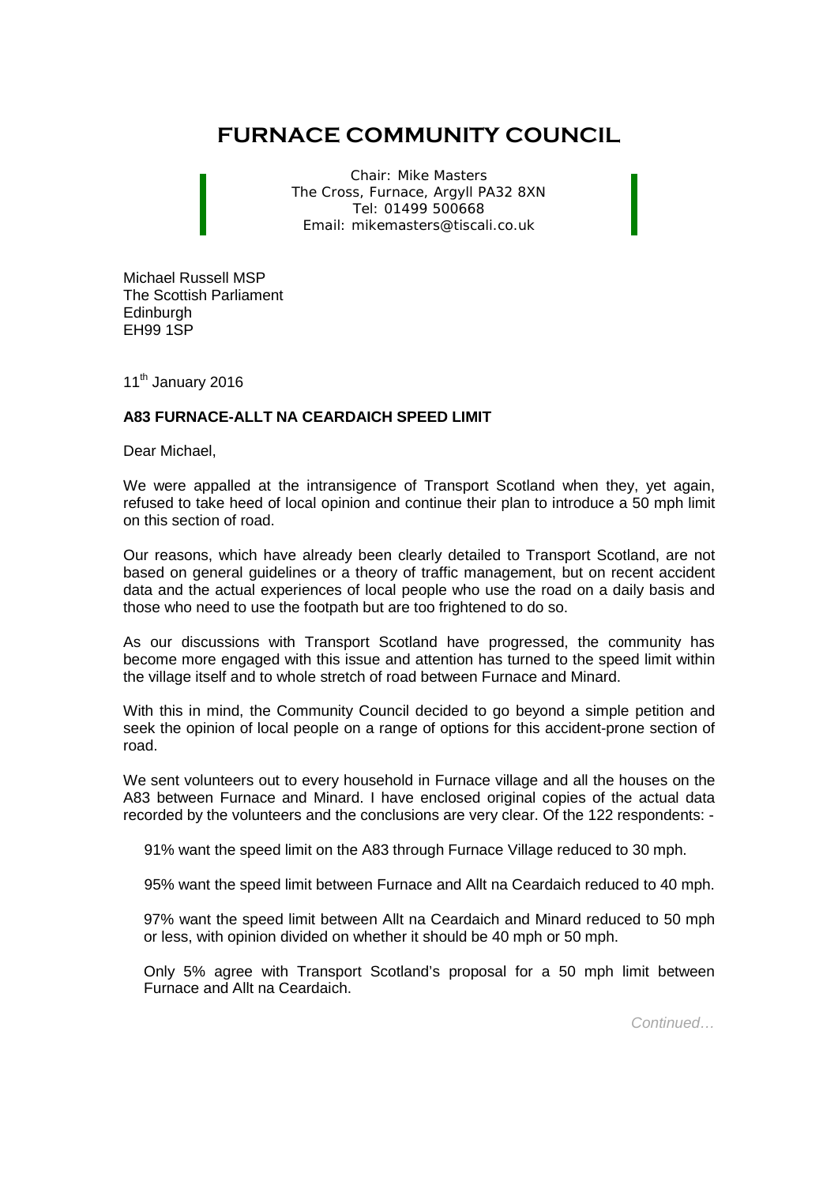# FURNACE COMMUNITY COUNCIL

Chair: Mike Masters
The Cross, Furnace, Argyll PA32 8XN
Tel: 01499 500668
Email: mikemasters@tiscali.co.uk

Michael Russell MSP
The Scottish Parliament
Edinburgh
EH99 1SP

11th January 2016

**A83 FURNACE-ALLT NA CEARDAICH SPEED LIMIT**

Dear Michael,

We were appalled at the intransigence of Transport Scotland when they, yet again, refused to take heed of local opinion and continue their plan to introduce a 50 mph limit on this section of road.

Our reasons, which have already been clearly detailed to Transport Scotland, are not based on general guidelines or a theory of traffic management, but on recent accident data and the actual experiences of local people who use the road on a daily basis and those who need to use the footpath but are too frightened to do so.

As our discussions with Transport Scotland have progressed, the community has become more engaged with this issue and attention has turned to the speed limit within the village itself and to whole stretch of road between Furnace and Minard.

With this in mind, the Community Council decided to go beyond a simple petition and seek the opinion of local people on a range of options for this accident-prone section of road.

We sent volunteers out to every household in Furnace village and all the houses on the A83 between Furnace and Minard. I have enclosed original copies of the actual data recorded by the volunteers and the conclusions are very clear. Of the 122 respondents: -

91% want the speed limit on the A83 through Furnace Village reduced to 30 mph.

95% want the speed limit between Furnace and Allt na Ceardaich reduced to 40 mph.

97% want the speed limit between Allt na Ceardaich and Minard reduced to 50 mph or less, with opinion divided on whether it should be 40 mph or 50 mph.

Only 5% agree with Transport Scotland's proposal for a 50 mph limit between Furnace and Allt na Ceardaich.

*Continued…*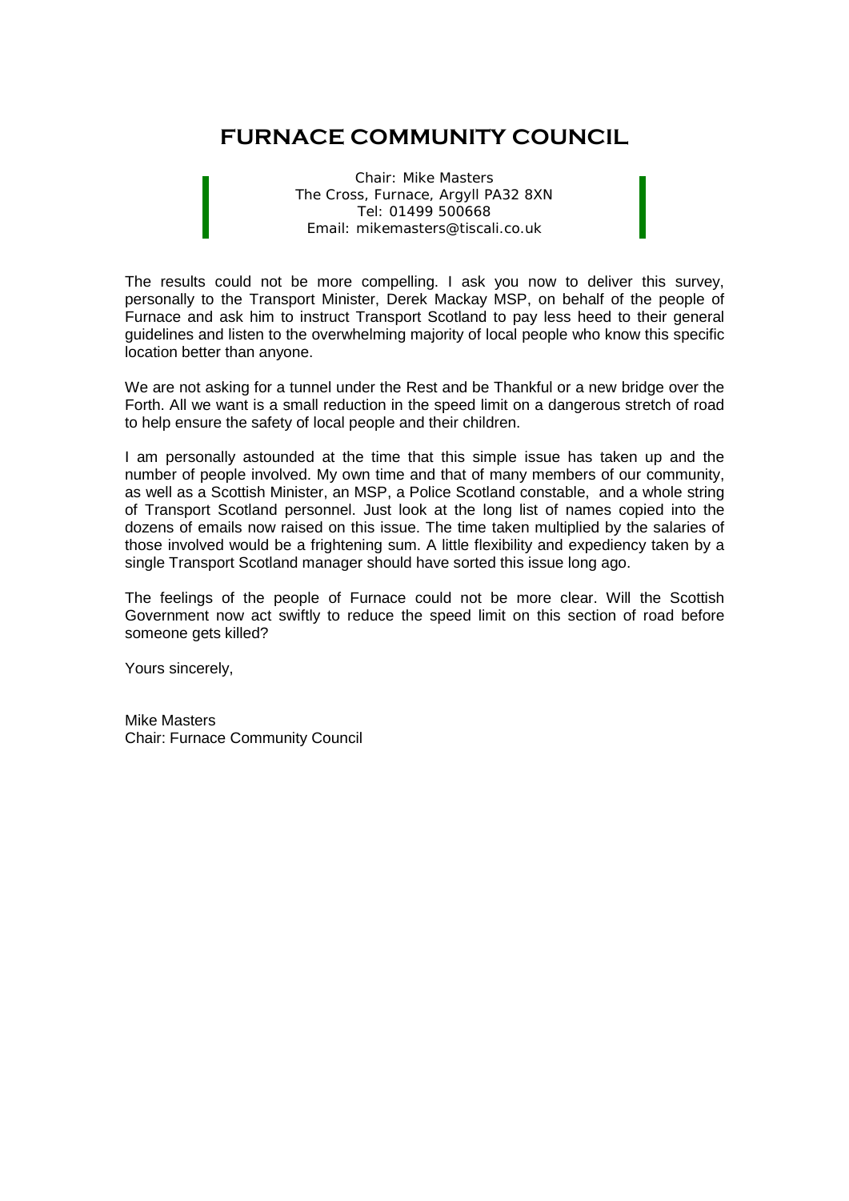# FURNACE COMMUNITY COUNCIL

Chair: Mike Masters
The Cross, Furnace, Argyll PA32 8XN
Tel: 01499 500668
Email: mikemasters@tiscali.co.uk

The results could not be more compelling. I ask you now to deliver this survey, personally to the Transport Minister, Derek Mackay MSP, on behalf of the people of Furnace and ask him to instruct Transport Scotland to pay less heed to their general guidelines and listen to the overwhelming majority of local people who know this specific location better than anyone.

We are not asking for a tunnel under the Rest and be Thankful or a new bridge over the Forth. All we want is a small reduction in the speed limit on a dangerous stretch of road to help ensure the safety of local people and their children.

I am personally astounded at the time that this simple issue has taken up and the number of people involved. My own time and that of many members of our community, as well as a Scottish Minister, an MSP, a Police Scotland constable, and a whole string of Transport Scotland personnel. Just look at the long list of names copied into the dozens of emails now raised on this issue. The time taken multiplied by the salaries of those involved would be a frightening sum. A little flexibility and expediency taken by a single Transport Scotland manager should have sorted this issue long ago.

The feelings of the people of Furnace could not be more clear. Will the Scottish Government now act swiftly to reduce the speed limit on this section of road before someone gets killed?

Yours sincerely,

Mike Masters
Chair: Furnace Community Council